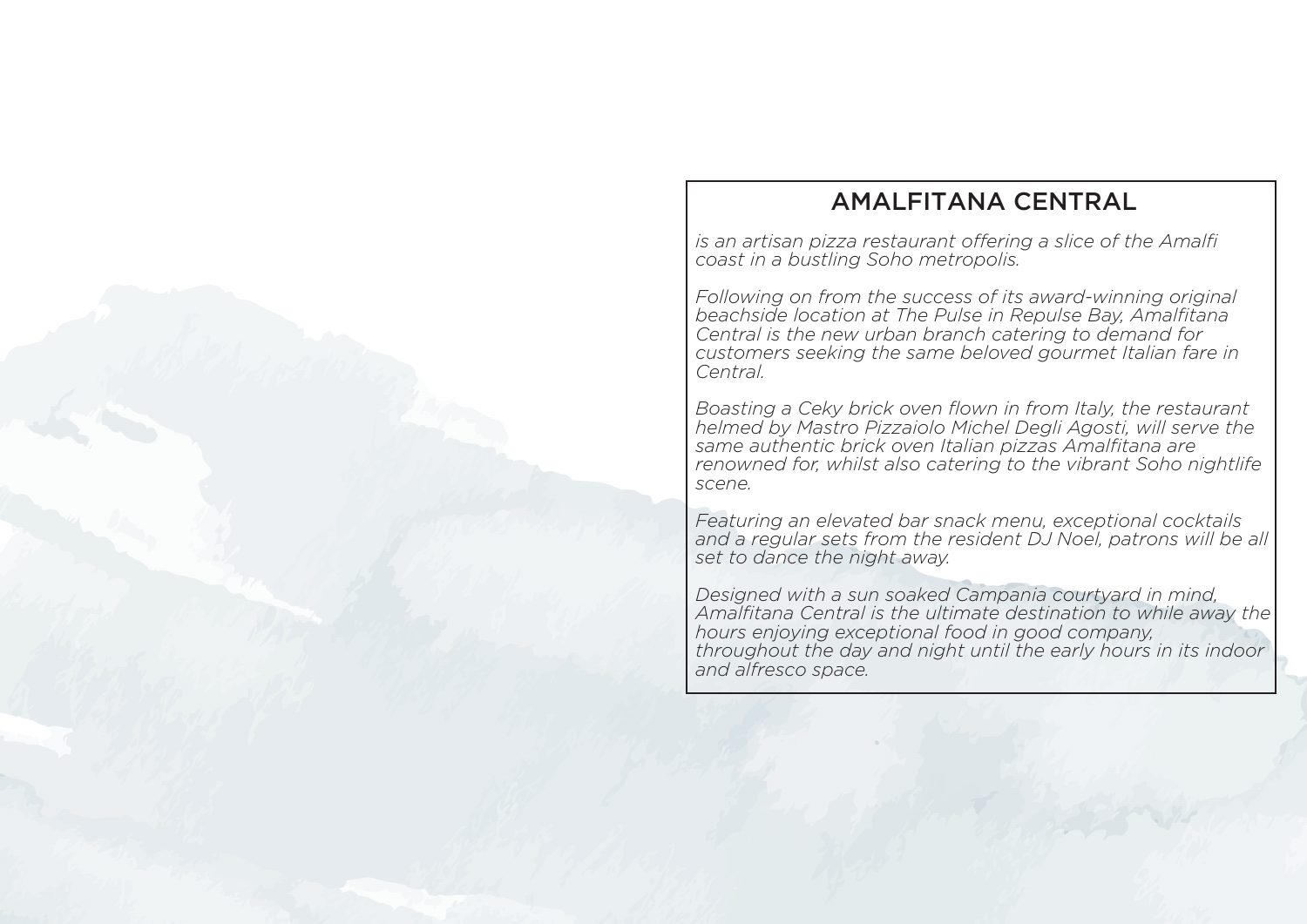# AMALFITANA CENTRAL

*is an artisan pizza restaurant offering a slice of the Amalfi coast in a bustling Soho metropolis.*

*Following on from the success of its award-winning original beachside location at The Pulse in Repulse Bay, Amalfitana Central is the new urban branch catering to demand for customers seeking the same beloved gourmet Italian fare in Central.*

*Boasting a Ceky brick oven flown in from Italy, the restaurant helmed by Mastro Pizzaiolo Michel Degli Agosti, will serve the same authentic brick oven Italian pizzas Amalfitana are renowned for, whilst also catering to the vibrant Soho nightlife scene.*

*Featuring an elevated bar snack menu, exceptional cocktails and a regular sets from the resident DJ Noel, patrons will be all set to dance the night away.*

*Designed with a sun soaked Campania courtyard in mind, Amalfitana Central is the ultimate destination to while away the hours enjoying exceptional food in good company, throughout the day and night until the early hours in its indoor and alfresco space.*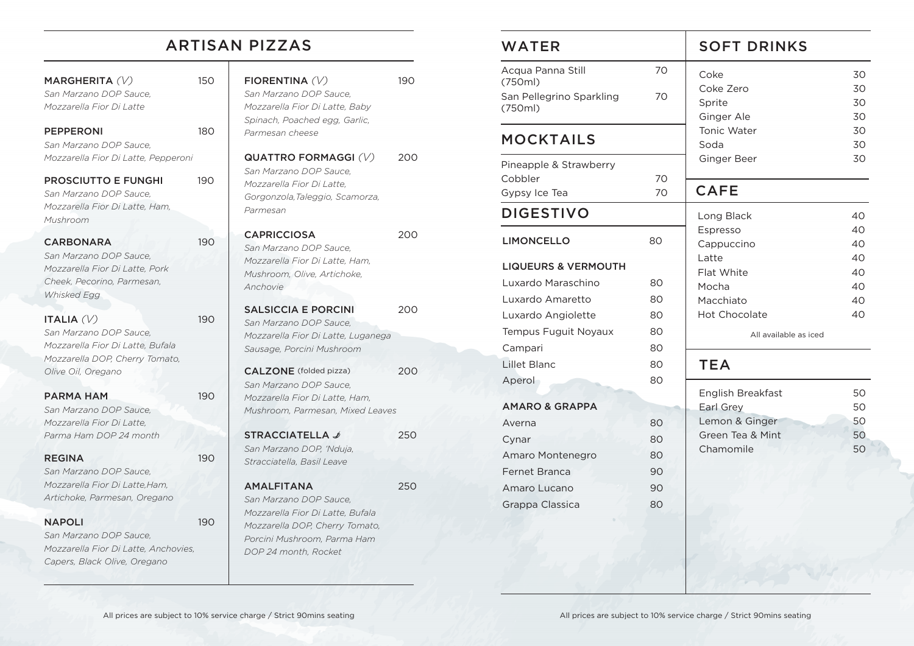# ARTISAN PIZZAS

**MARGHERITA** *(V)* — 150
*San Marzano DOP Sauce, Mozzarella Fior Di Latte*

**PEPPERONI** — 180
*San Marzano DOP Sauce, Mozzarella Fior Di Latte, Pepperoni*

**PROSCIUTTO E FUNGHI** — 190
*San Marzano DOP Sauce, Mozzarella Fior Di Latte, Ham, Mushroom*

**CARBONARA** — 190
*San Marzano DOP Sauce, Mozzarella Fior Di Latte, Pork Cheek, Pecorino, Parmesan, Whisked Egg*

**ITALIA** *(V)* — 190
*San Marzano DOP Sauce, Mozzarella Fior Di Latte, Bufala Mozzarella DOP, Cherry Tomato, Olive Oil, Oregano*

**PARMA HAM** — 190
*San Marzano DOP Sauce, Mozzarella Fior Di Latte, Parma Ham DOP 24 month*

**REGINA** — 190
*San Marzano DOP Sauce, Mozzarella Fior Di Latte,Ham, Artichoke, Parmesan, Oregano*

**NAPOLI** — 190
*San Marzano DOP Sauce, Mozzarella Fior Di Latte, Anchovies, Capers, Black Olive, Oregano*

**FIORENTINA** *(V)* — 190
*San Marzano DOP Sauce, Mozzarella Fior Di Latte, Baby Spinach, Poached egg, Garlic, Parmesan cheese*

**QUATTRO FORMAGGI** *(V)* — 200
*San Marzano DOP Sauce, Mozzarella Fior Di Latte, Gorgonzola,Taleggio, Scamorza, Parmesan*

**CAPRICCIOSA** — 200
*San Marzano DOP Sauce, Mozzarella Fior Di Latte, Ham, Mushroom, Olive, Artichoke, Anchovie*

**SALSICCIA E PORCINI** — 200
*San Marzano DOP Sauce, Mozzarella Fior Di Latte, Luganega Sausage, Porcini Mushroom*

**CALZONE** (folded pizza) — 200
*San Marzano DOP Sauce, Mozzarella Fior Di Latte, Ham, Mushroom, Parmesan, Mixed Leaves*

**STRACCIATELLA** 🌶 — 250
*San Marzano DOP, 'Nduja, Stracciatella, Basil Leave*

**AMALFITANA** — 250
*San Marzano DOP Sauce, Mozzarella Fior Di Latte, Bufala Mozzarella DOP, Cherry Tomato, Porcini Mushroom, Parma Ham DOP 24 month, Rocket*

All prices are subject to 10% service charge / Strict 90mins seating

# WATER

| Item | Price |
|---|---|
| Acqua Panna Still (750ml) | 70 |
| San Pellegrino Sparkling (750ml) | 70 |

# MOCKTAILS

| Item | Price |
|---|---|
| Pineapple & Strawberry Cobbler | 70 |
| Gypsy Ice Tea | 70 |

# DIGESTIVO

| Item | Price |
|---|---|
| **LIMONCELLO** | 80 |

**LIQUEURS & VERMOUTH**

| Item | Price |
|---|---|
| Luxardo Maraschino | 80 |
| Luxardo Amaretto | 80 |
| Luxardo Angiolette | 80 |
| Tempus Fuguit Noyaux | 80 |
| Campari | 80 |
| Lillet Blanc | 80 |
| Aperol | 80 |

**AMARO & GRAPPA**

| Item | Price |
|---|---|
| Averna | 80 |
| Cynar | 80 |
| Amaro Montenegro | 80 |
| Fernet Branca | 90 |
| Amaro Lucano | 90 |
| Grappa Classica | 80 |

# SOFT DRINKS

| Item | Price |
|---|---|
| Coke | 30 |
| Coke Zero | 30 |
| Sprite | 30 |
| Ginger Ale | 30 |
| Tonic Water | 30 |
| Soda | 30 |
| Ginger Beer | 30 |

# CAFE

| Item | Price |
|---|---|
| Long Black | 40 |
| Espresso | 40 |
| Cappuccino | 40 |
| Latte | 40 |
| Flat White | 40 |
| Mocha | 40 |
| Macchiato | 40 |
| Hot Chocolate | 40 |

All available as iced

# TEA

| Item | Price |
|---|---|
| English Breakfast | 50 |
| Earl Grey | 50 |
| Lemon & Ginger | 50 |
| Green Tea & Mint | 50 |
| Chamomile | 50 |

All prices are subject to 10% service charge / Strict 90mins seating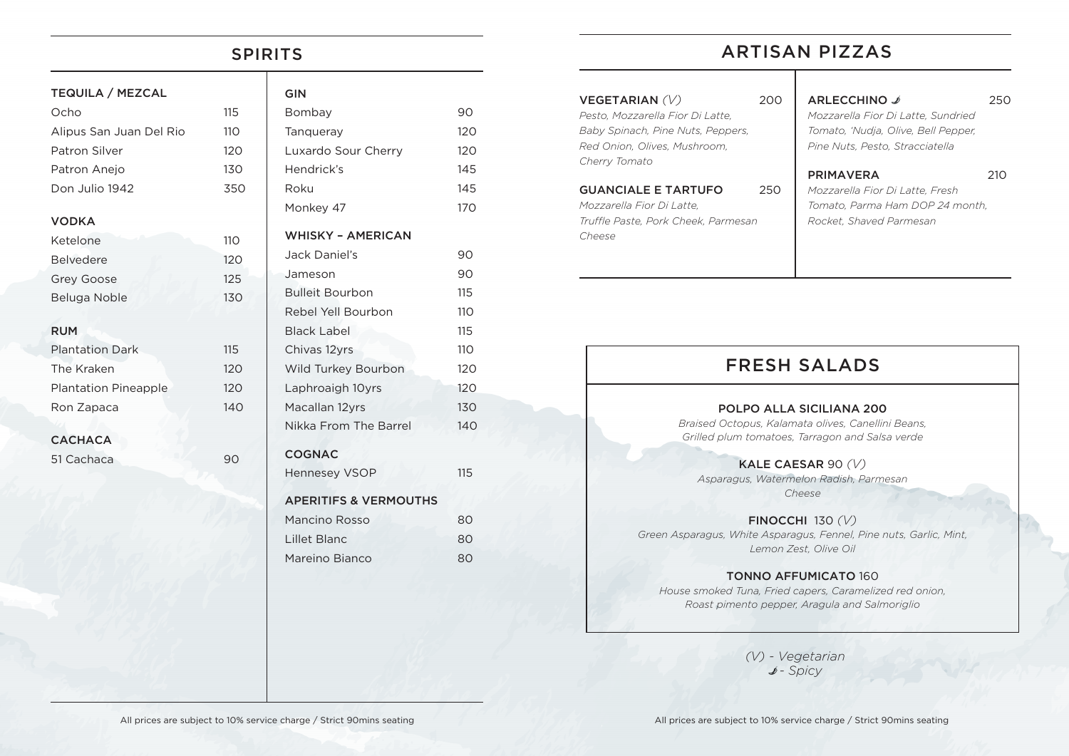# SPIRITS

## TEQUILA / MEZCAL

| Item | Price |
|---|---|
| Ocho | 115 |
| Alipus San Juan Del Rio | 110 |
| Patron Silver | 120 |
| Patron Anejo | 130 |
| Don Julio 1942 | 350 |

## VODKA

| Item | Price |
|---|---|
| Ketelone | 110 |
| Belvedere | 120 |
| Grey Goose | 125 |
| Beluga Noble | 130 |

## RUM

| Item | Price |
|---|---|
| Plantation Dark | 115 |
| The Kraken | 120 |
| Plantation Pineapple | 120 |
| Ron Zapaca | 140 |

## CACHACA

| Item | Price |
|---|---|
| 51 Cachaca | 90 |

## GIN

| Item | Price |
|---|---|
| Bombay | 90 |
| Tanqueray | 120 |
| Luxardo Sour Cherry | 120 |
| Hendrick's | 145 |
| Roku | 145 |
| Monkey 47 | 170 |

## WHISKY – AMERICAN

| Item | Price |
|---|---|
| Jack Daniel's | 90 |
| Jameson | 90 |
| Bulleit Bourbon | 115 |
| Rebel Yell Bourbon | 110 |
| Black Label | 115 |
| Chivas 12yrs | 110 |
| Wild Turkey Bourbon | 120 |
| Laphroaigh 10yrs | 120 |
| Macallan 12yrs | 130 |
| Nikka From The Barrel | 140 |

## COGNAC

| Item | Price |
|---|---|
| Hennesey VSOP | 115 |

## APERITIFS & VERMOUTHS

| Item | Price |
|---|---|
| Mancino Rosso | 80 |
| Lillet Blanc | 80 |
| Mareino Bianco | 80 |

All prices are subject to 10% service charge / Strict 90mins seating

# ARTISAN PIZZAS

**VEGETARIAN** *(V)* — 200
*Pesto, Mozzarella Fior Di Latte, Baby Spinach, Pine Nuts, Peppers, Red Onion, Olives, Mushroom, Cherry Tomato*

**GUANCIALE E TARTUFO** — 250
*Mozzarella Fior Di Latte, Truffle Paste, Pork Cheek, Parmesan Cheese*

**ARLECCHINO** 🌶 — 250
*Mozzarella Fior Di Latte, Sundried Tomato, 'Nudja, Olive, Bell Pepper, Pine Nuts, Pesto, Stracciatella*

**PRIMAVERA** — 210
*Mozzarella Fior Di Latte, Fresh Tomato, Parma Ham DOP 24 month, Rocket, Shaved Parmesan*

# FRESH SALADS

**POLPO ALLA SICILIANA 200**
*Braised Octopus, Kalamata olives, Canellini Beans, Grilled plum tomatoes, Tarragon and Salsa verde*

**KALE CAESAR** 90 *(V)*
*Asparagus, Watermelon Radish, Parmesan Cheese*

**FINOCCHI** 130 *(V)*
*Green Asparagus, White Asparagus, Fennel, Pine nuts, Garlic, Mint, Lemon Zest, Olive Oil*

**TONNO AFFUMICATO** 160
*House smoked Tuna, Fried capers, Caramelized red onion, Roast pimento pepper, Aragula and Salmoriglio*

*(V) - Vegetarian*
*🌶 - Spicy*

All prices are subject to 10% service charge / Strict 90mins seating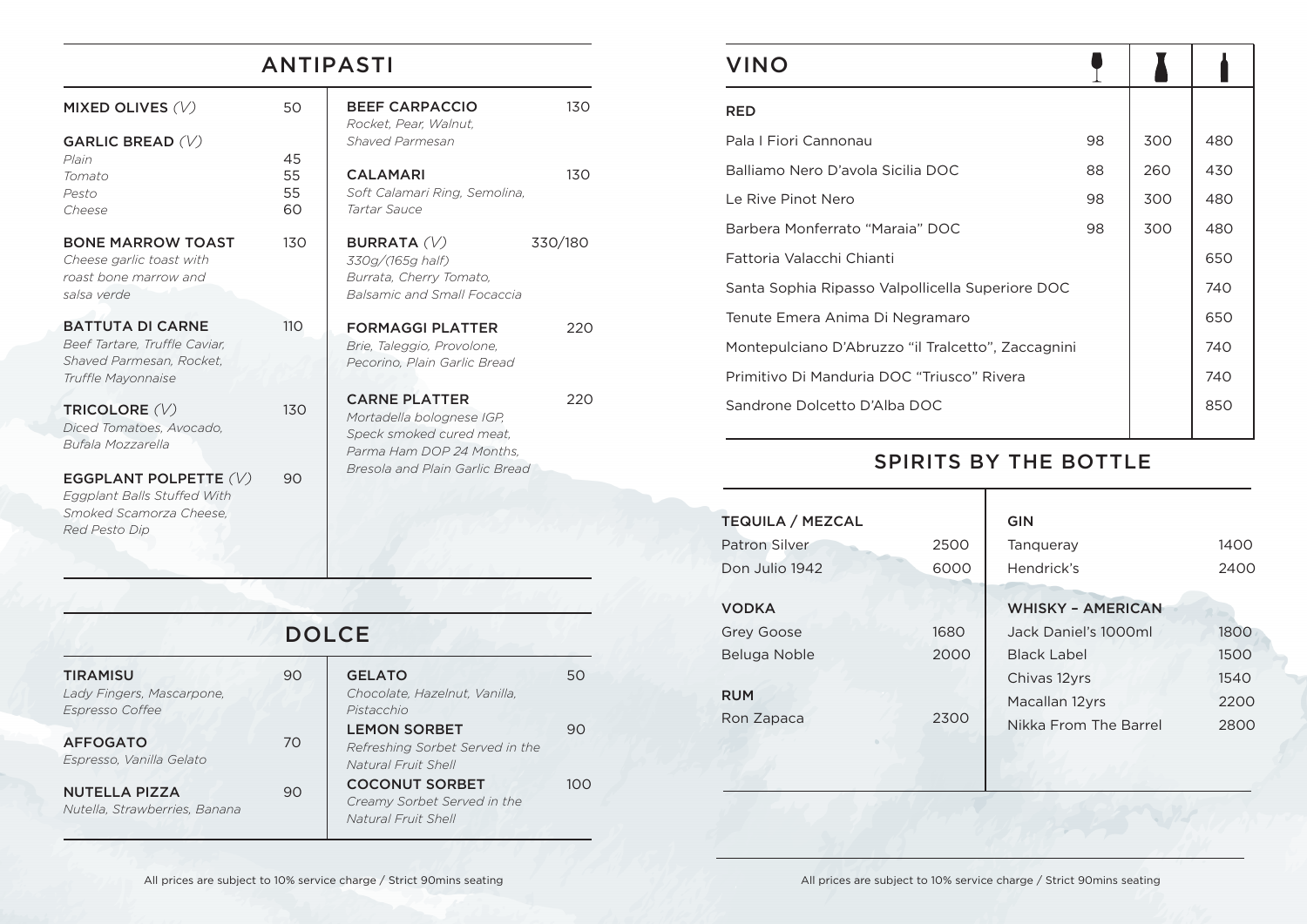## ANTIPASTI

**MIXED OLIVES** *(V)* — 50

**GARLIC BREAD** *(V)*

| | |
|---|---|
| *Plain* | 45 |
| *Tomato* | 55 |
| *Pesto* | 55 |
| *Cheese* | 60 |

**BONE MARROW TOAST** — 130
*Cheese garlic toast with roast bone marrow and salsa verde*

**BATTUTA DI CARNE** — 110
*Beef Tartare, Truffle Caviar, Shaved Parmesan, Rocket, Truffle Mayonnaise*

**TRICOLORE** *(V)* — 130
*Diced Tomatoes, Avocado, Bufala Mozzarella*

**EGGPLANT POLPETTE** *(V)* — 90
*Eggplant Balls Stuffed With Smoked Scamorza Cheese, Red Pesto Dip*

**BEEF CARPACCIO** — 130
*Rocket, Pear, Walnut, Shaved Parmesan*

**CALAMARI** — 130
*Soft Calamari Ring, Semolina, Tartar Sauce*

**BURRATA** *(V)* — 330/180
*330g/(165g half)*
*Burrata, Cherry Tomato, Balsamic and Small Focaccia*

**FORMAGGI PLATTER** — 220
*Brie, Taleggio, Provolone, Pecorino, Plain Garlic Bread*

**CARNE PLATTER** — 220
*Mortadella bolognese IGP, Speck smoked cured meat, Parma Ham DOP 24 Months, Bresola and Plain Garlic Bread*

## DOLCE

**TIRAMISU** — 90
*Lady Fingers, Mascarpone, Espresso Coffee*

**AFFOGATO** — 70
*Espresso, Vanilla Gelato*

**NUTELLA PIZZA** — 90
*Nutella, Strawberries, Banana*

**GELATO** — 50
*Chocolate, Hazelnut, Vanilla, Pistacchio*

**LEMON SORBET** — 90
*Refreshing Sorbet Served in the Natural Fruit Shell*

**COCONUT SORBET** — 100
*Creamy Sorbet Served in the Natural Fruit Shell*

All prices are subject to 10% service charge / Strict 90mins seating

## VINO

| RED | Glass | Carafe | Bottle |
|---|---|---|---|
| Pala I Fiori Cannonau | 98 | 300 | 480 |
| Balliamo Nero D'avola Sicilia DOC | 88 | 260 | 430 |
| Le Rive Pinot Nero | 98 | 300 | 480 |
| Barbera Monferrato "Maraia" DOC | 98 | 300 | 480 |
| Fattoria Valacchi Chianti | | | 650 |
| Santa Sophia Ripasso Valpollicella Superiore DOC | | | 740 |
| Tenute Emera Anima Di Negramaro | | | 650 |
| Montepulciano D'Abruzzo "il Tralcetto", Zaccagnini | | | 740 |
| Primitivo Di Manduria DOC "Triusco" Rivera | | | 740 |
| Sandrone Dolcetto D'Alba DOC | | | 850 |

## SPIRITS BY THE BOTTLE

**TEQUILA / MEZCAL**

| | |
|---|---|
| Patron Silver | 2500 |
| Don Julio 1942 | 6000 |

**VODKA**

| | |
|---|---|
| Grey Goose | 1680 |
| Beluga Noble | 2000 |

**RUM**

| | |
|---|---|
| Ron Zapaca | 2300 |

**GIN**

| | |
|---|---|
| Tanqueray | 1400 |
| Hendrick's | 2400 |

**WHISKY – AMERICAN**

| | |
|---|---|
| Jack Daniel's 1000ml | 1800 |
| Black Label | 1500 |
| Chivas 12yrs | 1540 |
| Macallan 12yrs | 2200 |
| Nikka From The Barrel | 2800 |

All prices are subject to 10% service charge / Strict 90mins seating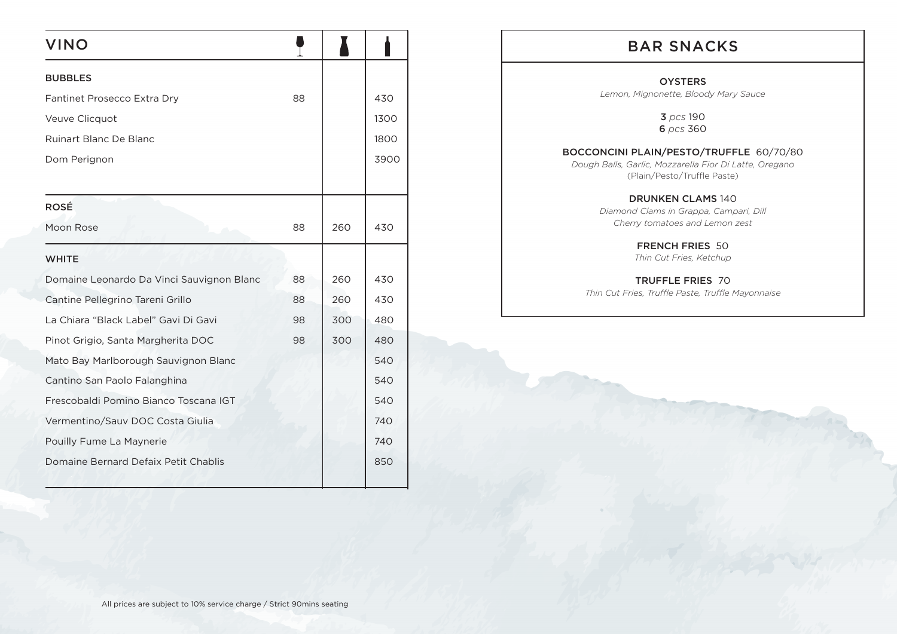# VINO

| | Glass | Carafe | Bottle |
|---|---|---|---|
| **BUBBLES** | | | |
| Fantinet Prosecco Extra Dry | 88 | | 430 |
| Veuve Clicquot | | | 1300 |
| Ruinart Blanc De Blanc | | | 1800 |
| Dom Perignon | | | 3900 |
| **ROSÉ** | | | |
| Moon Rose | 88 | 260 | 430 |
| **WHITE** | | | |
| Domaine Leonardo Da Vinci Sauvignon Blanc | 88 | 260 | 430 |
| Cantine Pellegrino Tareni Grillo | 88 | 260 | 430 |
| La Chiara "Black Label" Gavi Di Gavi | 98 | 300 | 480 |
| Pinot Grigio, Santa Margherita DOC | 98 | 300 | 480 |
| Mato Bay Marlborough Sauvignon Blanc | | | 540 |
| Cantino San Paolo Falanghina | | | 540 |
| Frescobaldi Pomino Bianco Toscana IGT | | | 540 |
| Vermentino/Sauv DOC Costa Giulia | | | 740 |
| Pouilly Fume La Maynerie | | | 740 |
| Domaine Bernard Defaix Petit Chablis | | | 850 |

# BAR SNACKS

**OYSTERS**
*Lemon, Mignonette, Bloody Mary Sauce*

**3** *pcs* 190
**6** *pcs* 360

**BOCCONCINI PLAIN/PESTO/TRUFFLE** 60/70/80
*Dough Balls, Garlic, Mozzarella Fior Di Latte, Oregano*
(Plain/Pesto/Truffle Paste)

**DRUNKEN CLAMS** 140
*Diamond Clams in Grappa, Campari, Dill*
*Cherry tomatoes and Lemon zest*

**FRENCH FRIES** 50
*Thin Cut Fries, Ketchup*

**TRUFFLE FRIES** 70
*Thin Cut Fries, Truffle Paste, Truffle Mayonnaise*

All prices are subject to 10% service charge / Strict 90mins seating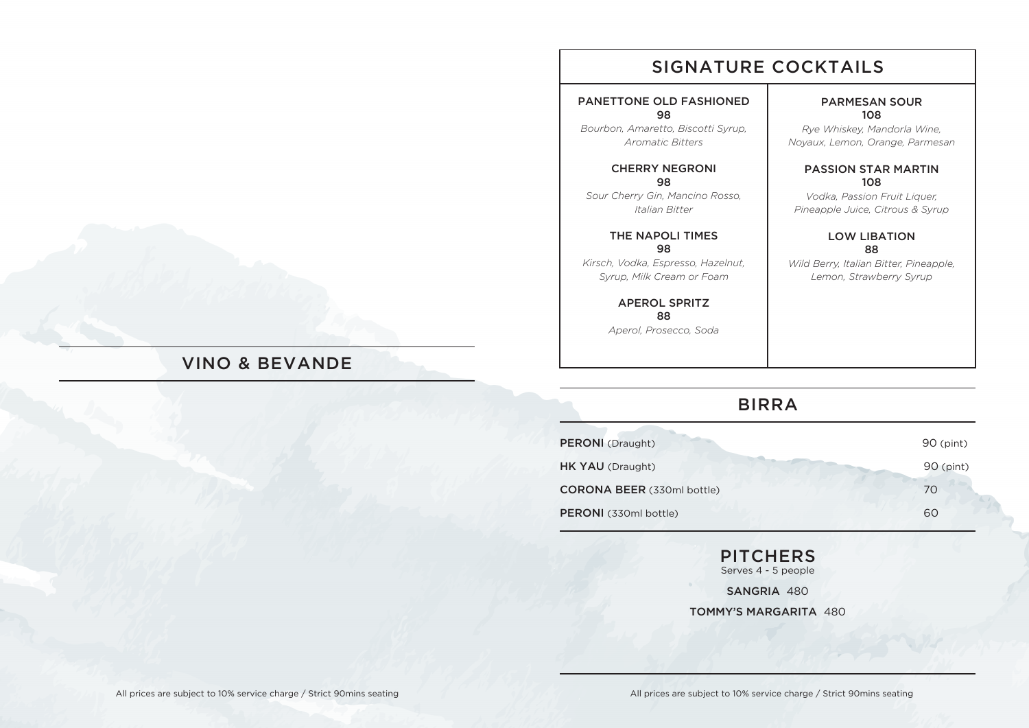## VINO & BEVANDE

All prices are subject to 10% service charge / Strict 90mins seating

## SIGNATURE COCKTAILS

**PANETTONE OLD FASHIONED**
**98**
*Bourbon, Amaretto, Biscotti Syrup, Aromatic Bitters*

**CHERRY NEGRONI**
**98**
*Sour Cherry Gin, Mancino Rosso, Italian Bitter*

**THE NAPOLI TIMES**
**98**
*Kirsch, Vodka, Espresso, Hazelnut, Syrup, Milk Cream or Foam*

**APEROL SPRITZ**
**88**
*Aperol, Prosecco, Soda*

**PARMESAN SOUR**
**108**
*Rye Whiskey, Mandorla Wine, Noyaux, Lemon, Orange, Parmesan*

**PASSION STAR MARTIN**
**108**
*Vodka, Passion Fruit Liquer, Pineapple Juice, Citrous & Syrup*

**LOW LIBATION**
**88**
*Wild Berry, Italian Bitter, Pineapple, Lemon, Strawberry Syrup*

## BIRRA

| | |
|---|---|
| **PERONI** (Draught) | 90 (pint) |
| **HK YAU** (Draught) | 90 (pint) |
| **CORONA BEER** (330ml bottle) | 70 |
| **PERONI** (330ml bottle) | 60 |

## PITCHERS

Serves 4 - 5 people

**SANGRIA** 480

**TOMMY'S MARGARITA** 480

All prices are subject to 10% service charge / Strict 90mins seating